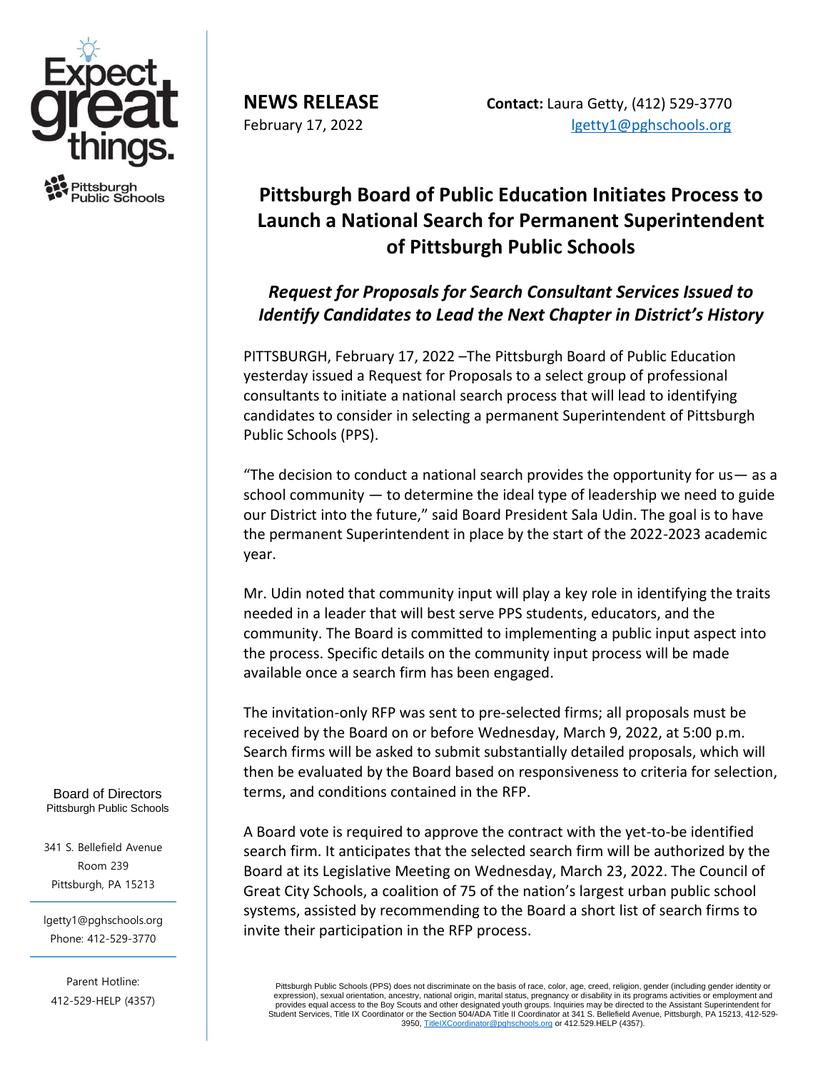Expect great things.

Pittsburgh Public Schools

**NEWS RELEASE**
February 17, 2022

**Contact:** Laura Getty, (412) 529-3770
lgetty1@pghschools.org

# Pittsburgh Board of Public Education Initiates Process to Launch a National Search for Permanent Superintendent of Pittsburgh Public Schools

## *Request for Proposals for Search Consultant Services Issued to Identify Candidates to Lead the Next Chapter in District's History*

PITTSBURGH, February 17, 2022 –The Pittsburgh Board of Public Education yesterday issued a Request for Proposals to a select group of professional consultants to initiate a national search process that will lead to identifying candidates to consider in selecting a permanent Superintendent of Pittsburgh Public Schools (PPS).

"The decision to conduct a national search provides the opportunity for us— as a school community — to determine the ideal type of leadership we need to guide our District into the future," said Board President Sala Udin. The goal is to have the permanent Superintendent in place by the start of the 2022-2023 academic year.

Mr. Udin noted that community input will play a key role in identifying the traits needed in a leader that will best serve PPS students, educators, and the community. The Board is committed to implementing a public input aspect into the process. Specific details on the community input process will be made available once a search firm has been engaged.

The invitation-only RFP was sent to pre-selected firms; all proposals must be received by the Board on or before Wednesday, March 9, 2022, at 5:00 p.m. Search firms will be asked to submit substantially detailed proposals, which will then be evaluated by the Board based on responsiveness to criteria for selection, terms, and conditions contained in the RFP.

A Board vote is required to approve the contract with the yet-to-be identified search firm. It anticipates that the selected search firm will be authorized by the Board at its Legislative Meeting on Wednesday, March 23, 2022. The Council of Great City Schools, a coalition of 75 of the nation's largest urban public school systems, assisted by recommending to the Board a short list of search firms to invite their participation in the RFP process.

Board of Directors
Pittsburgh Public Schools

341 S. Bellefield Avenue
Room 239
Pittsburgh, PA 15213

lgetty1@pghschools.org
Phone: 412-529-3770

Parent Hotline:
412-529-HELP (4357)

Pittsburgh Public Schools (PPS) does not discriminate on the basis of race, color, age, creed, religion, gender (including gender identity or expression), sexual orientation, ancestry, national origin, marital status, pregnancy or disability in its programs activities or employment and provides equal access to the Boy Scouts and other designated youth groups. Inquiries may be directed to the Assistant Superintendent for Student Services, Title IX Coordinator or the Section 504/ADA Title II Coordinator at 341 S. Bellefield Avenue, Pittsburgh, PA 15213, 412-529-3950, TitleIXCoordinator@pghschools.org or 412.529.HELP (4357).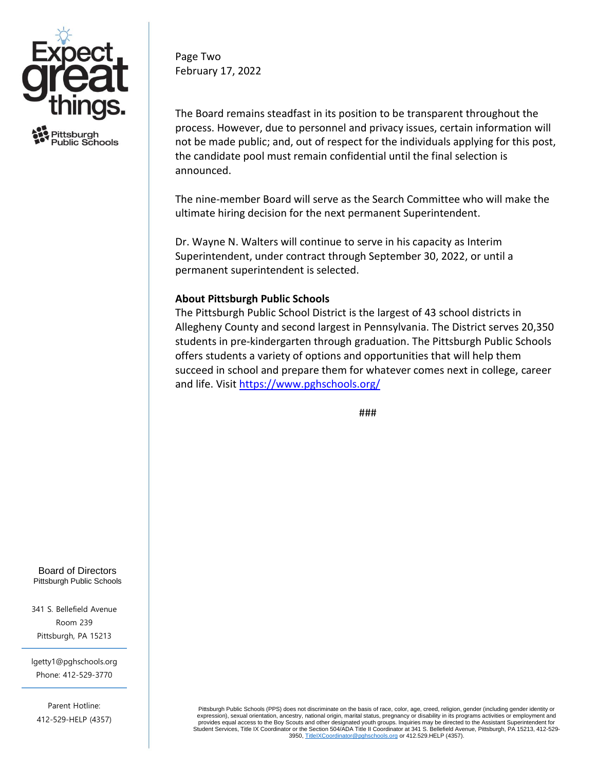Page Two
February 17, 2022

The Board remains steadfast in its position to be transparent throughout the process. However, due to personnel and privacy issues, certain information will not be made public; and, out of respect for the individuals applying for this post, the candidate pool must remain confidential until the final selection is announced.

The nine-member Board will serve as the Search Committee who will make the ultimate hiring decision for the next permanent Superintendent.

Dr. Wayne N. Walters will continue to serve in his capacity as Interim Superintendent, under contract through September 30, 2022, or until a permanent superintendent is selected.

**About Pittsburgh Public Schools**
The Pittsburgh Public School District is the largest of 43 school districts in Allegheny County and second largest in Pennsylvania. The District serves 20,350 students in pre-kindergarten through graduation. The Pittsburgh Public Schools offers students a variety of options and opportunities that will help them succeed in school and prepare them for whatever comes next in college, career and life. Visit https://www.pghschools.org/

###

Board of Directors
Pittsburgh Public Schools

341 S. Bellefield Avenue
Room 239
Pittsburgh, PA 15213

lgetty1@pghschools.org
Phone: 412-529-3770

Parent Hotline:
412-529-HELP (4357)

Pittsburgh Public Schools (PPS) does not discriminate on the basis of race, color, age, creed, religion, gender (including gender identity or expression), sexual orientation, ancestry, national origin, marital status, pregnancy or disability in its programs activities or employment and provides equal access to the Boy Scouts and other designated youth groups. Inquiries may be directed to the Assistant Superintendent for Student Services, Title IX Coordinator or the Section 504/ADA Title II Coordinator at 341 S. Bellefield Avenue, Pittsburgh, PA 15213, 412-529-3950, TitleIXCoordinator@pghschools.org or 412.529.HELP (4357).